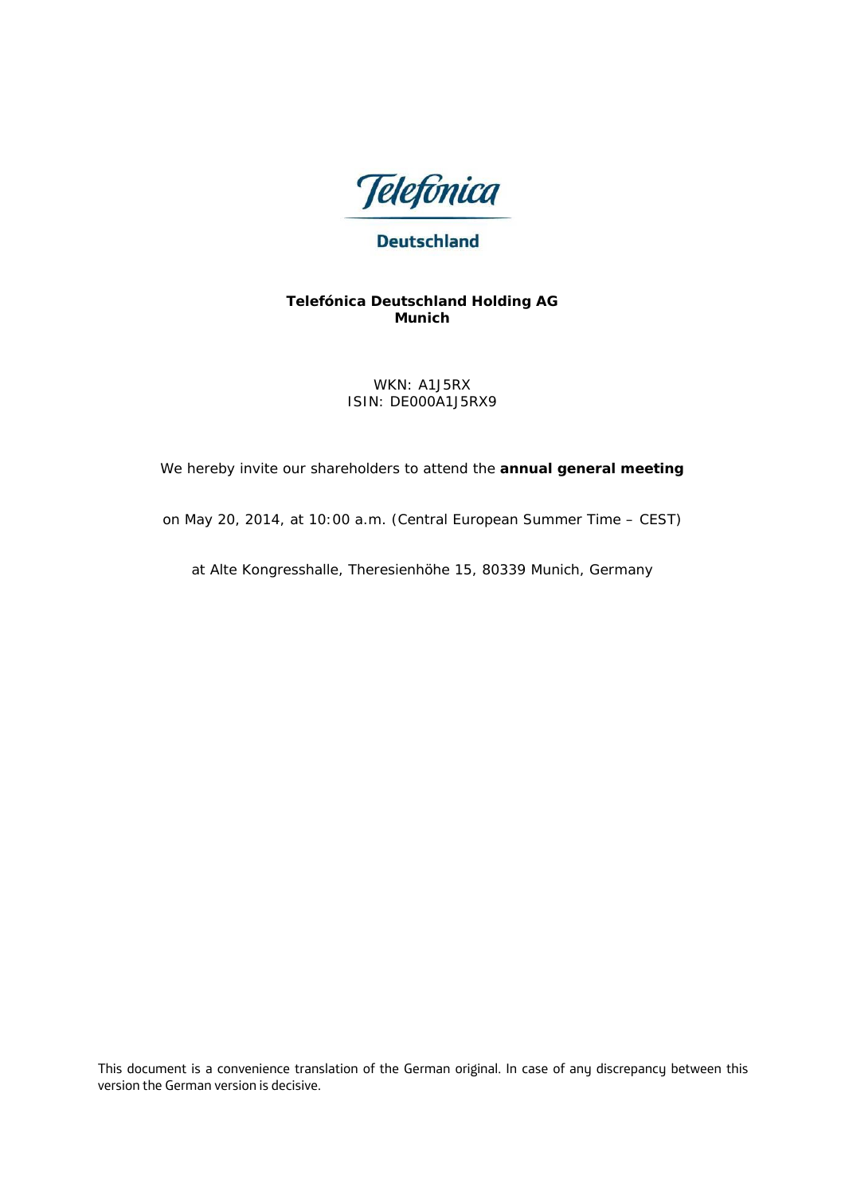Telefónica

Deutschland

**Telefónica Deutschland Holding AG**
**Munich**

WKN: A1J5RX
ISIN: DE000A1J5RX9

We hereby invite our shareholders to attend the **annual general meeting**

on May 20, 2014, at 10:00 a.m. (Central European Summer Time – CEST)

at Alte Kongresshalle, Theresienhöhe 15, 80339 Munich, Germany

This document is a convenience translation of the German original. In case of any discrepancy between this version the German version is decisive.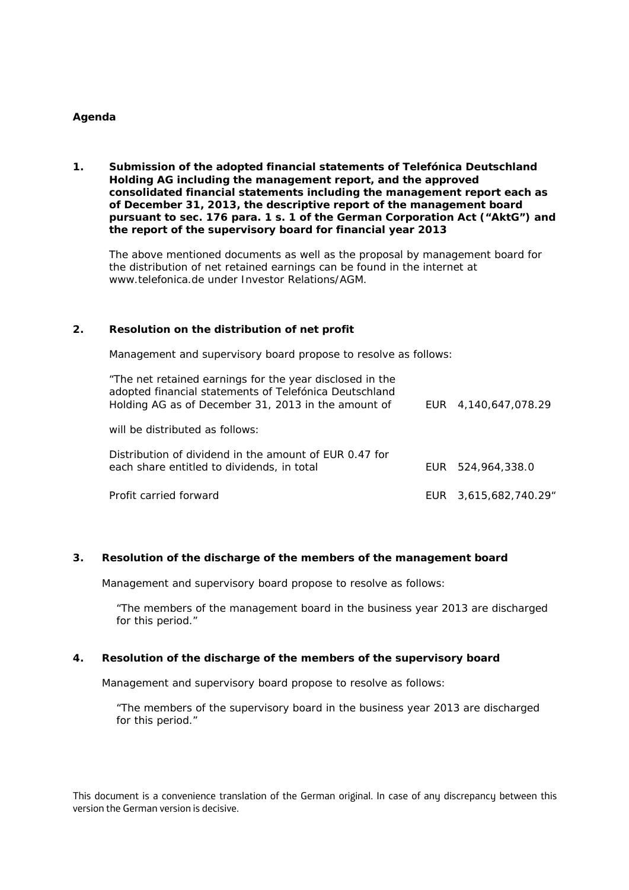**Agenda**

**1. Submission of the adopted financial statements of Telefónica Deutschland Holding AG including the management report, and the approved consolidated financial statements including the management report each as of December 31, 2013, the descriptive report of the management board pursuant to sec. 176 para. 1 s. 1 of the German Corporation Act ("AktG") and the report of the supervisory board for financial year 2013**

The above mentioned documents as well as the proposal by management board for the distribution of net retained earnings can be found in the internet at www.telefonica.de under Investor Relations/AGM.

**2. Resolution on the distribution of net profit**

Management and supervisory board propose to resolve as follows:

| | |
|---|---|
| "The net retained earnings for the year disclosed in the adopted financial statements of Telefónica Deutschland Holding AG as of December 31, 2013 in the amount of | EUR 4,140,647,078.29 |
| will be distributed as follows: | |
| Distribution of dividend in the amount of EUR 0.47 for each share entitled to dividends, in total | EUR 524,964,338.0 |
| Profit carried forward | EUR 3,615,682,740.29" |

**3. Resolution of the discharge of the members of the management board**

Management and supervisory board propose to resolve as follows:

"The members of the management board in the business year 2013 are discharged for this period."

**4. Resolution of the discharge of the members of the supervisory board**

Management and supervisory board propose to resolve as follows:

"The members of the supervisory board in the business year 2013 are discharged for this period."

This document is a convenience translation of the German original. In case of any discrepancy between this version the German version is decisive.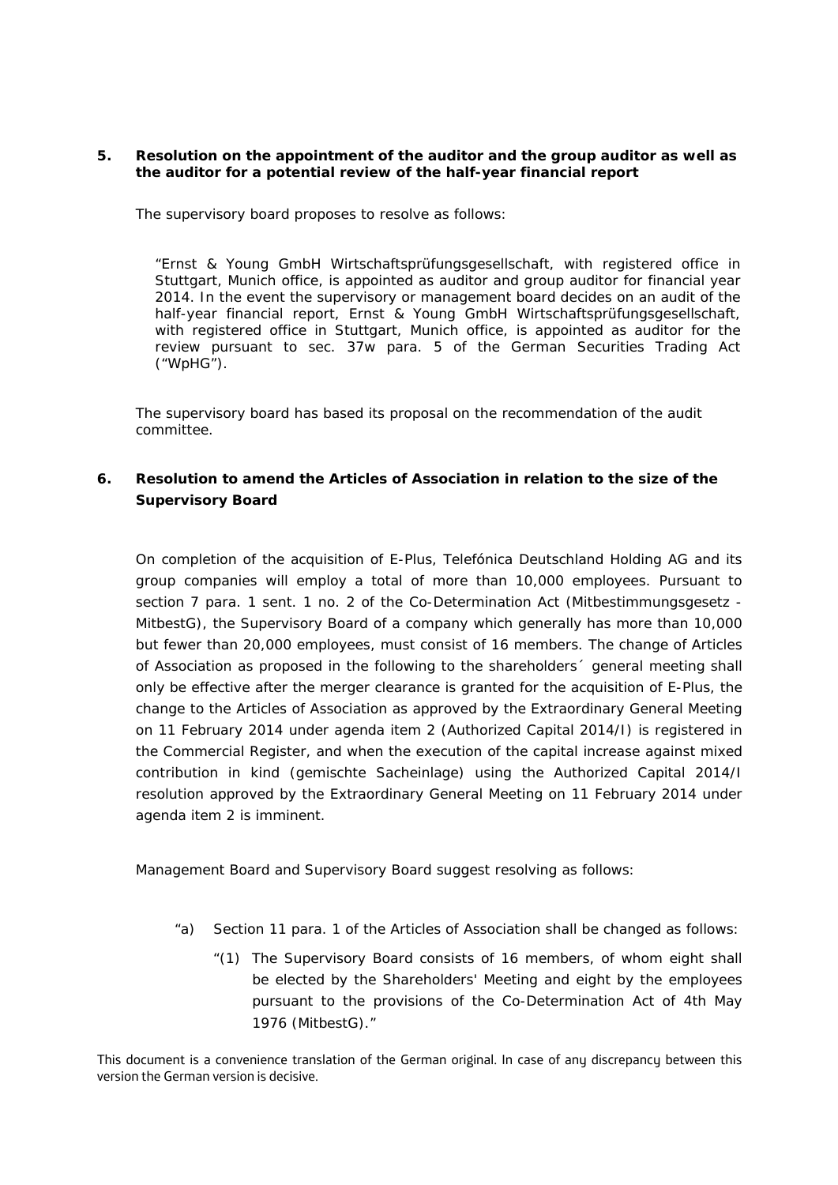**5. Resolution on the appointment of the auditor and the group auditor as well as the auditor for a potential review of the half-year financial report**

The supervisory board proposes to resolve as follows:

> "Ernst & Young GmbH Wirtschaftsprüfungsgesellschaft, with registered office in Stuttgart, Munich office, is appointed as auditor and group auditor for financial year 2014. In the event the supervisory or management board decides on an audit of the half-year financial report, Ernst & Young GmbH Wirtschaftsprüfungsgesellschaft, with registered office in Stuttgart, Munich office, is appointed as auditor for the review pursuant to sec. 37w para. 5 of the German Securities Trading Act ("WpHG").

The supervisory board has based its proposal on the recommendation of the audit committee.

**6. Resolution to amend the Articles of Association in relation to the size of the Supervisory Board**

On completion of the acquisition of E-Plus, Telefónica Deutschland Holding AG and its group companies will employ a total of more than 10,000 employees. Pursuant to section 7 para. 1 sent. 1 no. 2 of the Co-Determination Act (Mitbestimmungsgesetz - MitbestG), the Supervisory Board of a company which generally has more than 10,000 but fewer than 20,000 employees, must consist of 16 members. The change of Articles of Association as proposed in the following to the shareholders´ general meeting shall only be effective after the merger clearance is granted for the acquisition of E-Plus, the change to the Articles of Association as approved by the Extraordinary General Meeting on 11 February 2014 under agenda item 2 (Authorized Capital 2014/I) is registered in the Commercial Register, and when the execution of the capital increase against mixed contribution in kind (gemischte Sacheinlage) using the Authorized Capital 2014/I resolution approved by the Extraordinary General Meeting on 11 February 2014 under agenda item 2 is imminent.

Management Board and Supervisory Board suggest resolving as follows:

"a) Section 11 para. 1 of the Articles of Association shall be changed as follows:

"(1) The Supervisory Board consists of 16 members, of whom eight shall be elected by the Shareholders' Meeting and eight by the employees pursuant to the provisions of the Co-Determination Act of 4th May 1976 (MitbestG)."

This document is a convenience translation of the German original. In case of any discrepancy between this version the German version is decisive.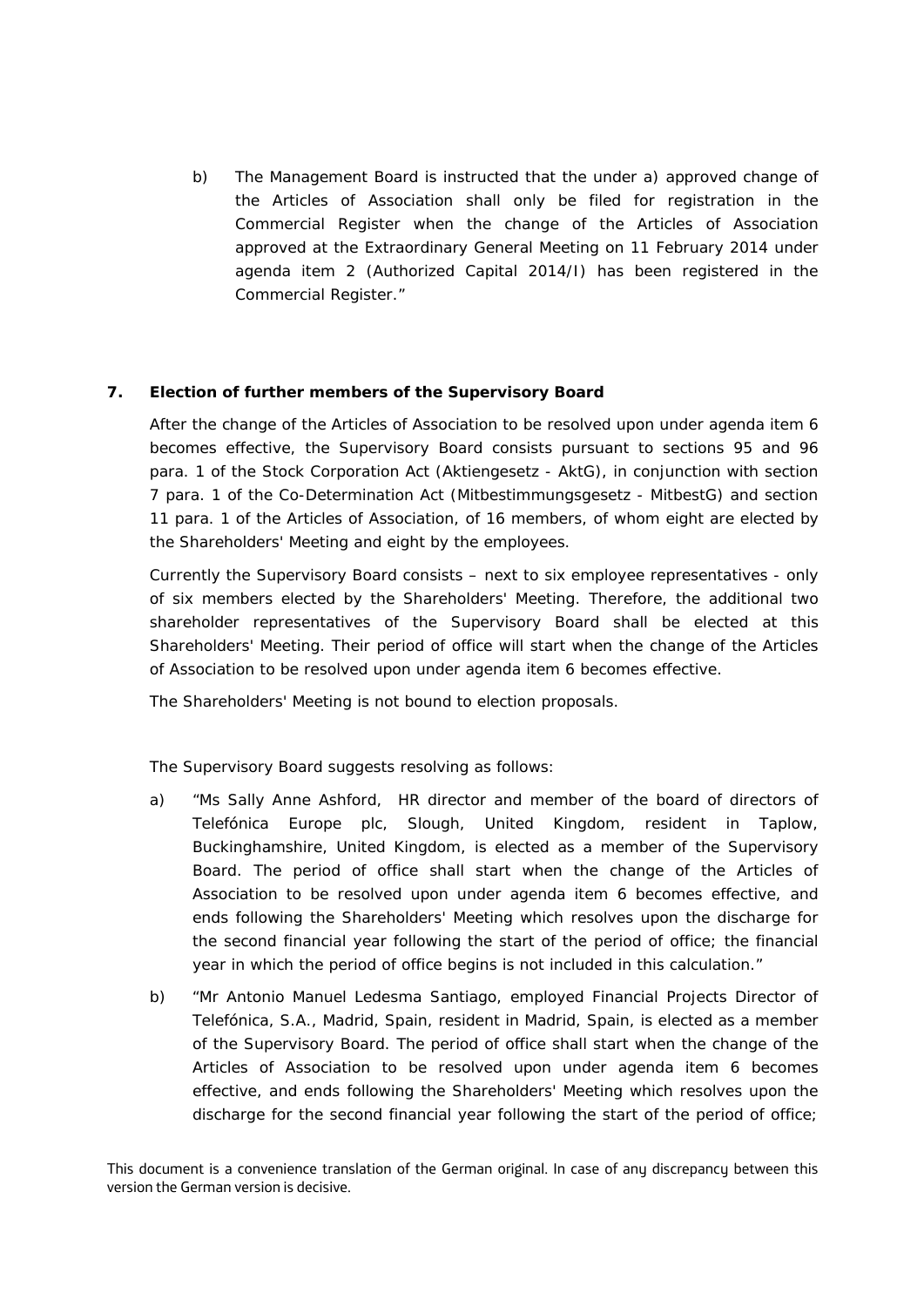b) The Management Board is instructed that the under a) approved change of the Articles of Association shall only be filed for registration in the Commercial Register when the change of the Articles of Association approved at the Extraordinary General Meeting on 11 February 2014 under agenda item 2 (Authorized Capital 2014/I) has been registered in the Commercial Register."

**7. Election of further members of the Supervisory Board**

After the change of the Articles of Association to be resolved upon under agenda item 6 becomes effective, the Supervisory Board consists pursuant to sections 95 and 96 para. 1 of the Stock Corporation Act (Aktiengesetz - AktG), in conjunction with section 7 para. 1 of the Co-Determination Act (Mitbestimmungsgesetz - MitbestG) and section 11 para. 1 of the Articles of Association, of 16 members, of whom eight are elected by the Shareholders' Meeting and eight by the employees.

Currently the Supervisory Board consists – next to six employee representatives - only of six members elected by the Shareholders' Meeting. Therefore, the additional two shareholder representatives of the Supervisory Board shall be elected at this Shareholders' Meeting. Their period of office will start when the change of the Articles of Association to be resolved upon under agenda item 6 becomes effective.

The Shareholders' Meeting is not bound to election proposals.

The Supervisory Board suggests resolving as follows:

a) "Ms Sally Anne Ashford, HR director and member of the board of directors of Telefónica Europe plc, Slough, United Kingdom, resident in Taplow, Buckinghamshire, United Kingdom, is elected as a member of the Supervisory Board. The period of office shall start when the change of the Articles of Association to be resolved upon under agenda item 6 becomes effective, and ends following the Shareholders' Meeting which resolves upon the discharge for the second financial year following the start of the period of office; the financial year in which the period of office begins is not included in this calculation."

b) "Mr Antonio Manuel Ledesma Santiago, employed Financial Projects Director of Telefónica, S.A., Madrid, Spain, resident in Madrid, Spain, is elected as a member of the Supervisory Board. The period of office shall start when the change of the Articles of Association to be resolved upon under agenda item 6 becomes effective, and ends following the Shareholders' Meeting which resolves upon the discharge for the second financial year following the start of the period of office;

This document is a convenience translation of the German original. In case of any discrepancy between this version the German version is decisive.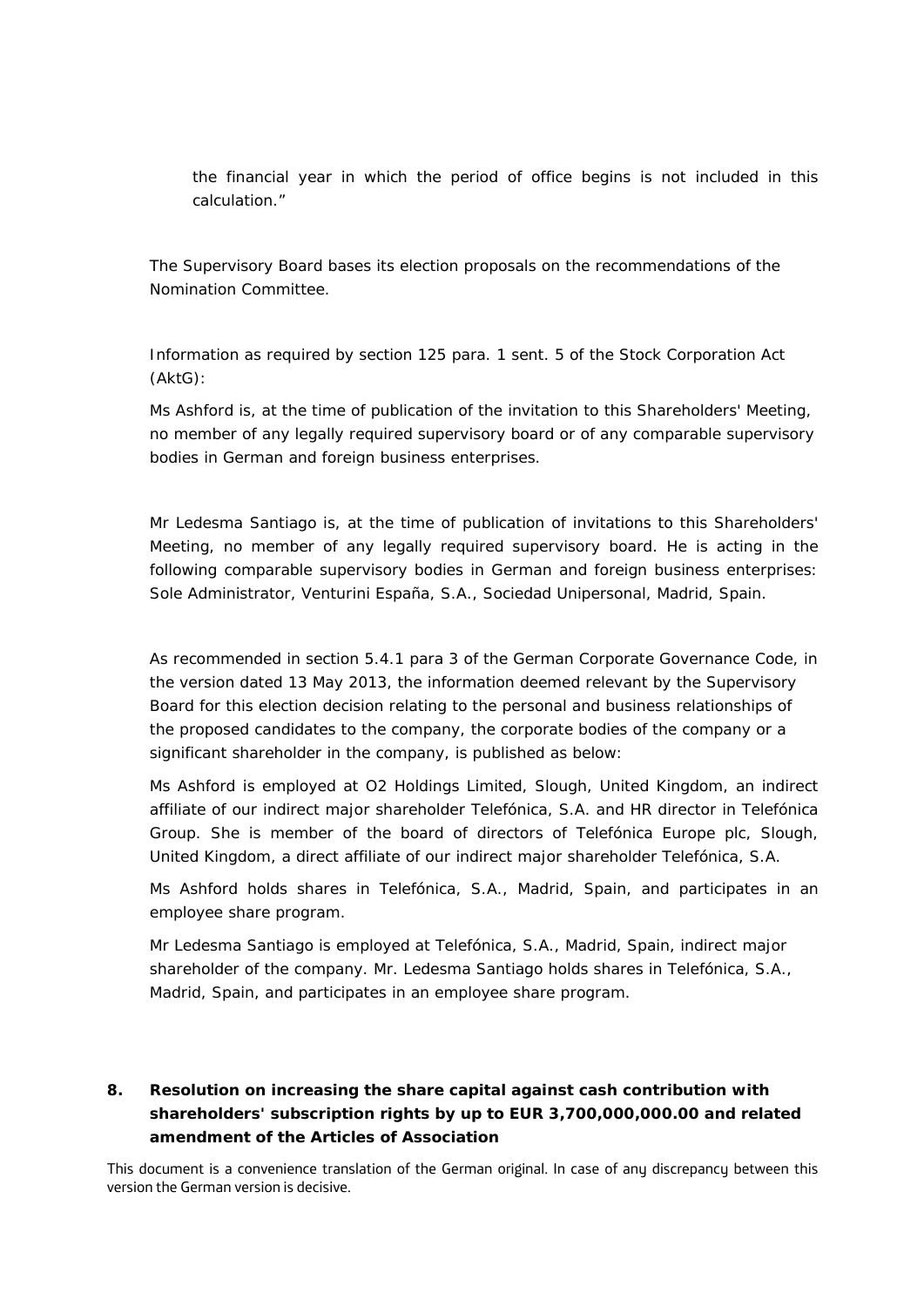the financial year in which the period of office begins is not included in this calculation."

The Supervisory Board bases its election proposals on the recommendations of the Nomination Committee.

Information as required by section 125 para. 1 sent. 5 of the Stock Corporation Act (AktG):

Ms Ashford is, at the time of publication of the invitation to this Shareholders' Meeting, no member of any legally required supervisory board or of any comparable supervisory bodies in German and foreign business enterprises.

Mr Ledesma Santiago is, at the time of publication of invitations to this Shareholders' Meeting, no member of any legally required supervisory board. He is acting in the following comparable supervisory bodies in German and foreign business enterprises: Sole Administrator, Venturini España, S.A., Sociedad Unipersonal, Madrid, Spain.

As recommended in section 5.4.1 para 3 of the German Corporate Governance Code, in the version dated 13 May 2013, the information deemed relevant by the Supervisory Board for this election decision relating to the personal and business relationships of the proposed candidates to the company, the corporate bodies of the company or a significant shareholder in the company, is published as below:

Ms Ashford is employed at O2 Holdings Limited, Slough, United Kingdom, an indirect affiliate of our indirect major shareholder Telefónica, S.A. and HR director in Telefónica Group. She is member of the board of directors of Telefónica Europe plc, Slough, United Kingdom, a direct affiliate of our indirect major shareholder Telefónica, S.A.

Ms Ashford holds shares in Telefónica, S.A., Madrid, Spain, and participates in an employee share program.

Mr Ledesma Santiago is employed at Telefónica, S.A., Madrid, Spain, indirect major shareholder of the company. Mr. Ledesma Santiago holds shares in Telefónica, S.A., Madrid, Spain, and participates in an employee share program.

## 8. Resolution on increasing the share capital against cash contribution with shareholders' subscription rights by up to EUR 3,700,000,000.00 and related amendment of the Articles of Association

This document is a convenience translation of the German original. In case of any discrepancy between this version the German version is decisive.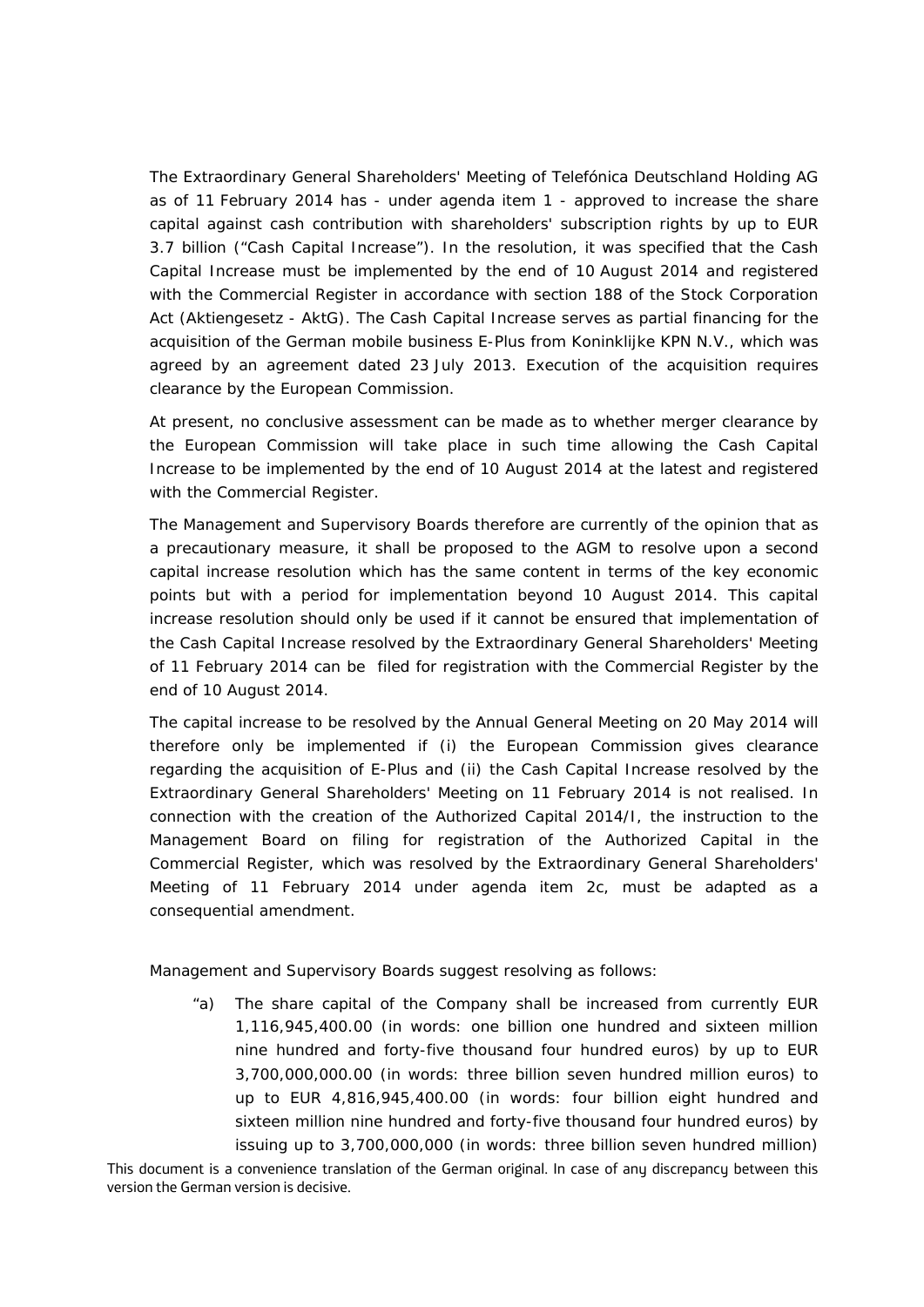The Extraordinary General Shareholders' Meeting of Telefónica Deutschland Holding AG as of 11 February 2014 has - under agenda item 1 - approved to increase the share capital against cash contribution with shareholders' subscription rights by up to EUR 3.7 billion ("Cash Capital Increase"). In the resolution, it was specified that the Cash Capital Increase must be implemented by the end of 10 August 2014 and registered with the Commercial Register in accordance with section 188 of the Stock Corporation Act (Aktiengesetz - AktG). The Cash Capital Increase serves as partial financing for the acquisition of the German mobile business E-Plus from Koninklijke KPN N.V., which was agreed by an agreement dated 23 July 2013. Execution of the acquisition requires clearance by the European Commission.

At present, no conclusive assessment can be made as to whether merger clearance by the European Commission will take place in such time allowing the Cash Capital Increase to be implemented by the end of 10 August 2014 at the latest and registered with the Commercial Register.

The Management and Supervisory Boards therefore are currently of the opinion that as a precautionary measure, it shall be proposed to the AGM to resolve upon a second capital increase resolution which has the same content in terms of the key economic points but with a period for implementation beyond 10 August 2014. This capital increase resolution should only be used if it cannot be ensured that implementation of the Cash Capital Increase resolved by the Extraordinary General Shareholders' Meeting of 11 February 2014 can be filed for registration with the Commercial Register by the end of 10 August 2014.

The capital increase to be resolved by the Annual General Meeting on 20 May 2014 will therefore only be implemented if (i) the European Commission gives clearance regarding the acquisition of E-Plus and (ii) the Cash Capital Increase resolved by the Extraordinary General Shareholders' Meeting on 11 February 2014 is not realised. In connection with the creation of the Authorized Capital 2014/I, the instruction to the Management Board on filing for registration of the Authorized Capital in the Commercial Register, which was resolved by the Extraordinary General Shareholders' Meeting of 11 February 2014 under agenda item 2c, must be adapted as a consequential amendment.

Management and Supervisory Boards suggest resolving as follows:

"a) The share capital of the Company shall be increased from currently EUR 1,116,945,400.00 (in words: one billion one hundred and sixteen million nine hundred and forty-five thousand four hundred euros) by up to EUR 3,700,000,000.00 (in words: three billion seven hundred million euros) to up to EUR 4,816,945,400.00 (in words: four billion eight hundred and sixteen million nine hundred and forty-five thousand four hundred euros) by issuing up to 3,700,000,000 (in words: three billion seven hundred million)

This document is a convenience translation of the German original. In case of any discrepancy between this version the German version is decisive.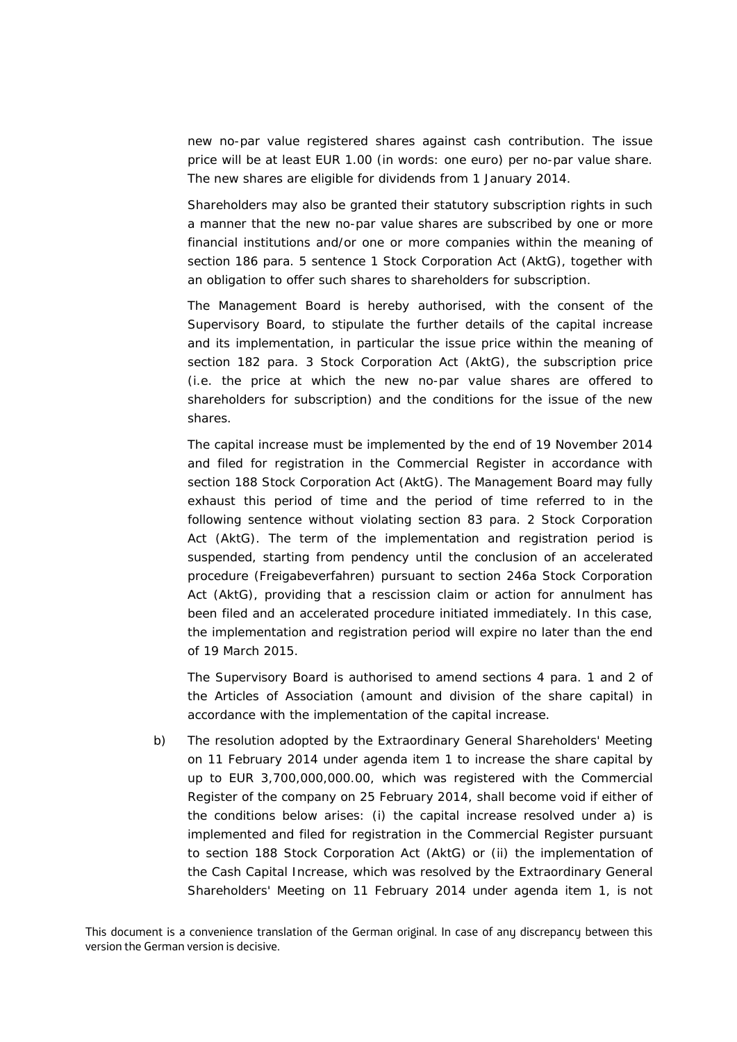new no-par value registered shares against cash contribution. The issue price will be at least EUR 1.00 (in words: one euro) per no-par value share. The new shares are eligible for dividends from 1 January 2014.

Shareholders may also be granted their statutory subscription rights in such a manner that the new no-par value shares are subscribed by one or more financial institutions and/or one or more companies within the meaning of section 186 para. 5 sentence 1 Stock Corporation Act (AktG), together with an obligation to offer such shares to shareholders for subscription.

The Management Board is hereby authorised, with the consent of the Supervisory Board, to stipulate the further details of the capital increase and its implementation, in particular the issue price within the meaning of section 182 para. 3 Stock Corporation Act (AktG), the subscription price (i.e. the price at which the new no-par value shares are offered to shareholders for subscription) and the conditions for the issue of the new shares.

The capital increase must be implemented by the end of 19 November 2014 and filed for registration in the Commercial Register in accordance with section 188 Stock Corporation Act (AktG). The Management Board may fully exhaust this period of time and the period of time referred to in the following sentence without violating section 83 para. 2 Stock Corporation Act (AktG). The term of the implementation and registration period is suspended, starting from pendency until the conclusion of an accelerated procedure (Freigabeverfahren) pursuant to section 246a Stock Corporation Act (AktG), providing that a rescission claim or action for annulment has been filed and an accelerated procedure initiated immediately. In this case, the implementation and registration period will expire no later than the end of 19 March 2015.

The Supervisory Board is authorised to amend sections 4 para. 1 and 2 of the Articles of Association (amount and division of the share capital) in accordance with the implementation of the capital increase.

b) The resolution adopted by the Extraordinary General Shareholders' Meeting on 11 February 2014 under agenda item 1 to increase the share capital by up to EUR 3,700,000,000.00, which was registered with the Commercial Register of the company on 25 February 2014, shall become void if either of the conditions below arises: (i) the capital increase resolved under a) is implemented and filed for registration in the Commercial Register pursuant to section 188 Stock Corporation Act (AktG) or (ii) the implementation of the Cash Capital Increase, which was resolved by the Extraordinary General Shareholders' Meeting on 11 February 2014 under agenda item 1, is not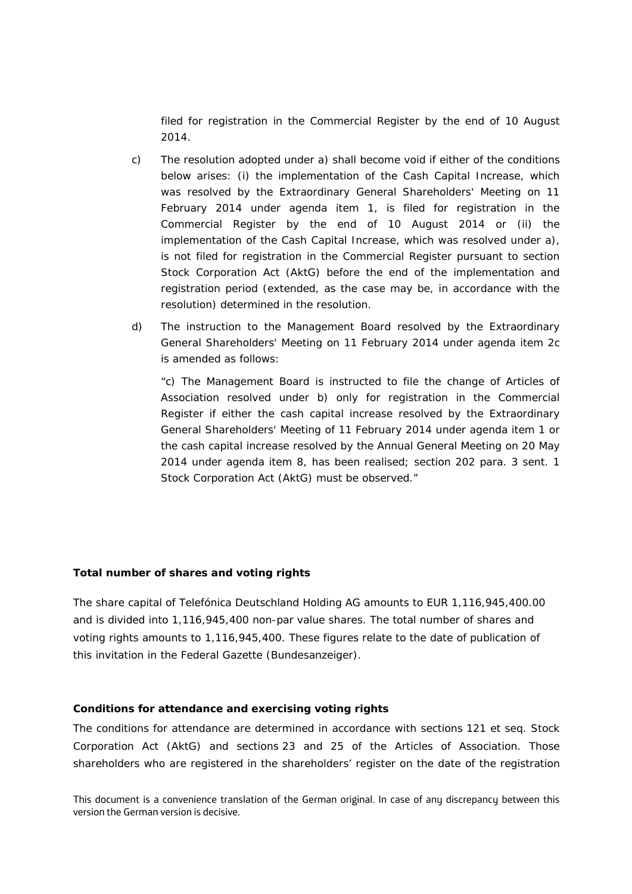filed for registration in the Commercial Register by the end of 10 August 2014.

c) The resolution adopted under a) shall become void if either of the conditions below arises: (i) the implementation of the Cash Capital Increase, which was resolved by the Extraordinary General Shareholders' Meeting on 11 February 2014 under agenda item 1, is filed for registration in the Commercial Register by the end of 10 August 2014 or (ii) the implementation of the Cash Capital Increase, which was resolved under a), is not filed for registration in the Commercial Register pursuant to section Stock Corporation Act (AktG) before the end of the implementation and registration period (extended, as the case may be, in accordance with the resolution) determined in the resolution.

d) The instruction to the Management Board resolved by the Extraordinary General Shareholders' Meeting on 11 February 2014 under agenda item 2c is amended as follows:

"c) The Management Board is instructed to file the change of Articles of Association resolved under b) only for registration in the Commercial Register if either the cash capital increase resolved by the Extraordinary General Shareholders' Meeting of 11 February 2014 under agenda item 1 or the cash capital increase resolved by the Annual General Meeting on 20 May 2014 under agenda item 8, has been realised; section 202 para. 3 sent. 1 Stock Corporation Act (AktG) must be observed."

**Total number of shares and voting rights**

The share capital of Telefónica Deutschland Holding AG amounts to EUR 1,116,945,400.00 and is divided into 1,116,945,400 non-par value shares. The total number of shares and voting rights amounts to 1,116,945,400. These figures relate to the date of publication of this invitation in the Federal Gazette (Bundesanzeiger).

**Conditions for attendance and exercising voting rights**

The conditions for attendance are determined in accordance with sections 121 et seq. Stock Corporation Act (AktG) and sections 23 and 25 of the Articles of Association. Those shareholders who are registered in the shareholders' register on the date of the registration

This document is a convenience translation of the German original. In case of any discrepancy between this version the German version is decisive.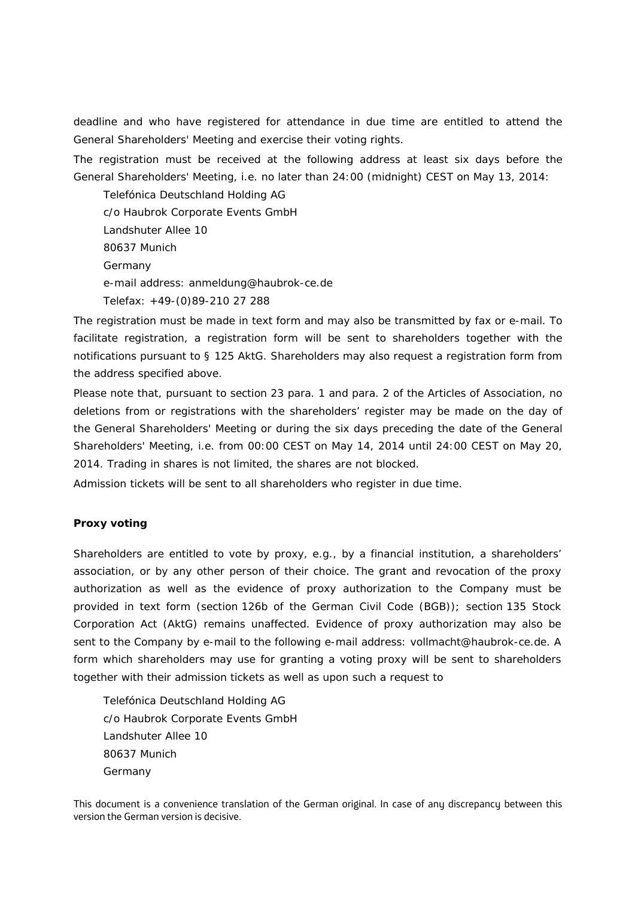deadline and who have registered for attendance in due time are entitled to attend the General Shareholders' Meeting and exercise their voting rights.

The registration must be received at the following address at least six days before the General Shareholders' Meeting, i.e. no later than 24:00 (midnight) CEST on May 13, 2014:

Telefónica Deutschland Holding AG
c/o Haubrok Corporate Events GmbH
Landshuter Allee 10
80637 Munich
Germany
e-mail address: anmeldung@haubrok-ce.de
Telefax: +49-(0)89-210 27 288

The registration must be made in text form and may also be transmitted by fax or e-mail. To facilitate registration, a registration form will be sent to shareholders together with the notifications pursuant to § 125 AktG. Shareholders may also request a registration form from the address specified above.

Please note that, pursuant to section 23 para. 1 and para. 2 of the Articles of Association, no deletions from or registrations with the shareholders' register may be made on the day of the General Shareholders' Meeting or during the six days preceding the date of the General Shareholders' Meeting, i.e. from 00:00 CEST on May 14, 2014 until 24:00 CEST on May 20, 2014. Trading in shares is not limited, the shares are not blocked.

Admission tickets will be sent to all shareholders who register in due time.

**Proxy voting**

Shareholders are entitled to vote by proxy, e.g., by a financial institution, a shareholders' association, or by any other person of their choice. The grant and revocation of the proxy authorization as well as the evidence of proxy authorization to the Company must be provided in text form (section 126b of the German Civil Code (BGB)); section 135 Stock Corporation Act (AktG) remains unaffected. Evidence of proxy authorization may also be sent to the Company by e-mail to the following e-mail address: vollmacht@haubrok-ce.de. A form which shareholders may use for granting a voting proxy will be sent to shareholders together with their admission tickets as well as upon such a request to

Telefónica Deutschland Holding AG
c/o Haubrok Corporate Events GmbH
Landshuter Allee 10
80637 Munich
Germany

This document is a convenience translation of the German original. In case of any discrepancy between this version the German version is decisive.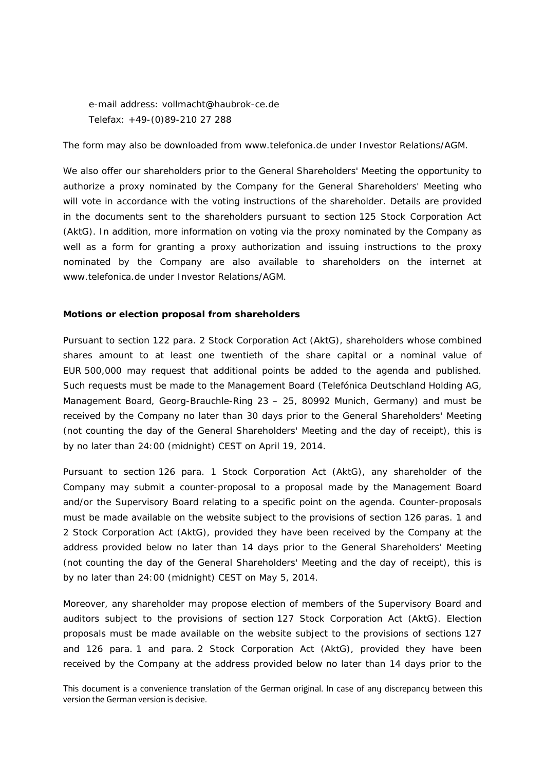e-mail address: vollmacht@haubrok-ce.de
Telefax: +49-(0)89-210 27 288

The form may also be downloaded from www.telefonica.de under Investor Relations/AGM.

We also offer our shareholders prior to the General Shareholders' Meeting the opportunity to authorize a proxy nominated by the Company for the General Shareholders' Meeting who will vote in accordance with the voting instructions of the shareholder. Details are provided in the documents sent to the shareholders pursuant to section 125 Stock Corporation Act (AktG). In addition, more information on voting via the proxy nominated by the Company as well as a form for granting a proxy authorization and issuing instructions to the proxy nominated by the Company are also available to shareholders on the internet at www.telefonica.de under Investor Relations/AGM.

**Motions or election proposal from shareholders**

Pursuant to section 122 para. 2 Stock Corporation Act (AktG), shareholders whose combined shares amount to at least one twentieth of the share capital or a nominal value of EUR 500,000 may request that additional points be added to the agenda and published. Such requests must be made to the Management Board (Telefónica Deutschland Holding AG, Management Board, Georg-Brauchle-Ring 23 – 25, 80992 Munich, Germany) and must be received by the Company no later than 30 days prior to the General Shareholders' Meeting (not counting the day of the General Shareholders' Meeting and the day of receipt), this is by no later than 24:00 (midnight) CEST on April 19, 2014.

Pursuant to section 126 para. 1 Stock Corporation Act (AktG), any shareholder of the Company may submit a counter-proposal to a proposal made by the Management Board and/or the Supervisory Board relating to a specific point on the agenda. Counter-proposals must be made available on the website subject to the provisions of section 126 paras. 1 and 2 Stock Corporation Act (AktG), provided they have been received by the Company at the address provided below no later than 14 days prior to the General Shareholders' Meeting (not counting the day of the General Shareholders' Meeting and the day of receipt), this is by no later than 24:00 (midnight) CEST on May 5, 2014.

Moreover, any shareholder may propose election of members of the Supervisory Board and auditors subject to the provisions of section 127 Stock Corporation Act (AktG). Election proposals must be made available on the website subject to the provisions of sections 127 and 126 para. 1 and para. 2 Stock Corporation Act (AktG), provided they have been received by the Company at the address provided below no later than 14 days prior to the

This document is a convenience translation of the German original. In case of any discrepancy between this version the German version is decisive.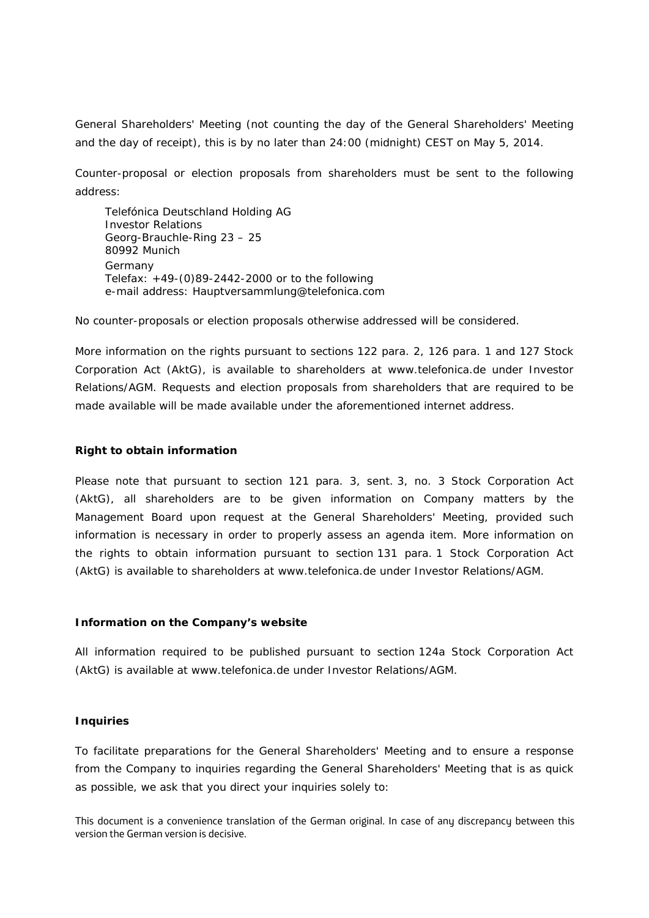General Shareholders' Meeting (not counting the day of the General Shareholders' Meeting and the day of receipt), this is by no later than 24:00 (midnight) CEST on May 5, 2014.

Counter-proposal or election proposals from shareholders must be sent to the following address:

Telefónica Deutschland Holding AG  
Investor Relations  
Georg-Brauchle-Ring 23 – 25  
80992 Munich  
Germany  
Telefax: +49-(0)89-2442-2000 or to the following  
e-mail address: Hauptversammlung@telefonica.com

No counter-proposals or election proposals otherwise addressed will be considered.

More information on the rights pursuant to sections 122 para. 2, 126 para. 1 and 127 Stock Corporation Act (AktG), is available to shareholders at www.telefonica.de under Investor Relations/AGM. Requests and election proposals from shareholders that are required to be made available will be made available under the aforementioned internet address.

**Right to obtain information**

Please note that pursuant to section 121 para. 3, sent. 3, no. 3 Stock Corporation Act (AktG), all shareholders are to be given information on Company matters by the Management Board upon request at the General Shareholders' Meeting, provided such information is necessary in order to properly assess an agenda item. More information on the rights to obtain information pursuant to section 131 para. 1 Stock Corporation Act (AktG) is available to shareholders at www.telefonica.de under Investor Relations/AGM.

**Information on the Company's website**

All information required to be published pursuant to section 124a Stock Corporation Act (AktG) is available at www.telefonica.de under Investor Relations/AGM.

**Inquiries**

To facilitate preparations for the General Shareholders' Meeting and to ensure a response from the Company to inquiries regarding the General Shareholders' Meeting that is as quick as possible, we ask that you direct your inquiries solely to:

This document is a convenience translation of the German original. In case of any discrepancy between this version the German version is decisive.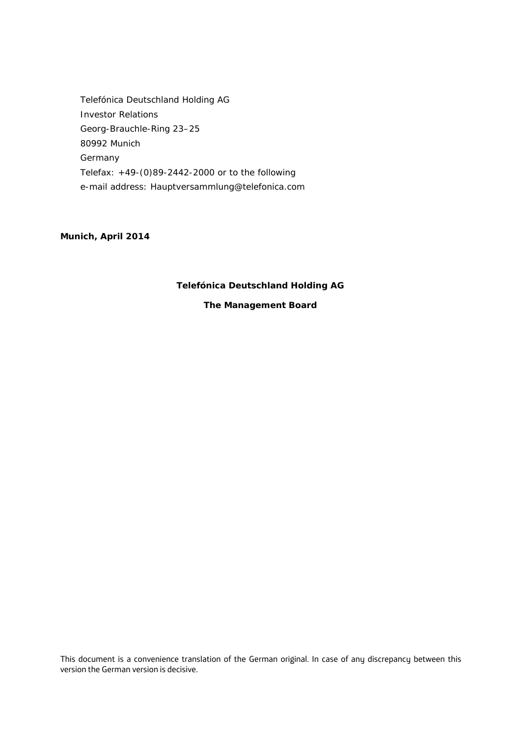Telefónica Deutschland Holding AG
Investor Relations
Georg-Brauchle-Ring 23–25
80992 Munich
Germany
Telefax: +49-(0)89-2442-2000 or to the following
e-mail address: Hauptversammlung@telefonica.com

**Munich, April 2014**

**Telefónica Deutschland Holding AG**

**The Management Board**

This document is a convenience translation of the German original. In case of any discrepancy between this version the German version is decisive.